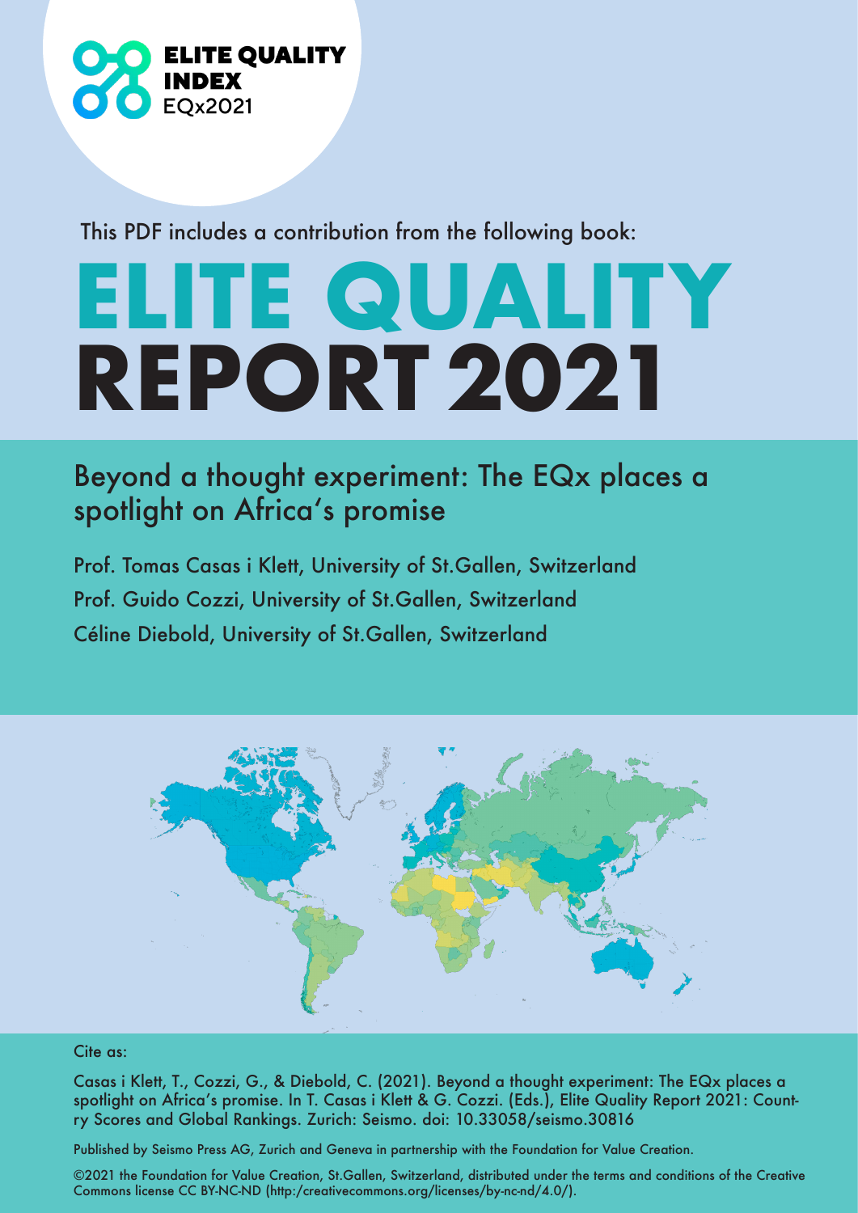ELITE QUALITY INDEX
EQx2021

This PDF includes a contribution from the following book:

# ELITE QUALITY REPORT 2021

## Beyond a thought experiment: The EQx places a spotlight on Africa's promise

Prof. Tomas Casas i Klett, University of St.Gallen, Switzerland

Prof. Guido Cozzi, University of St.Gallen, Switzerland

Céline Diebold, University of St.Gallen, Switzerland

Cite as:

Casas i Klett, T., Cozzi, G., & Diebold, C. (2021). Beyond a thought experiment: The EQx places a spotlight on Africa's promise. In T. Casas i Klett & G. Cozzi. (Eds.), Elite Quality Report 2021: Country Scores and Global Rankings. Zurich: Seismo. doi: 10.33058/seismo.30816

Published by Seismo Press AG, Zurich and Geneva in partnership with the Foundation for Value Creation.

©2021 the Foundation for Value Creation, St.Gallen, Switzerland, distributed under the terms and conditions of the Creative Commons license CC BY-NC-ND (http:/creativecommons.org/licenses/by-nc-nd/4.0/).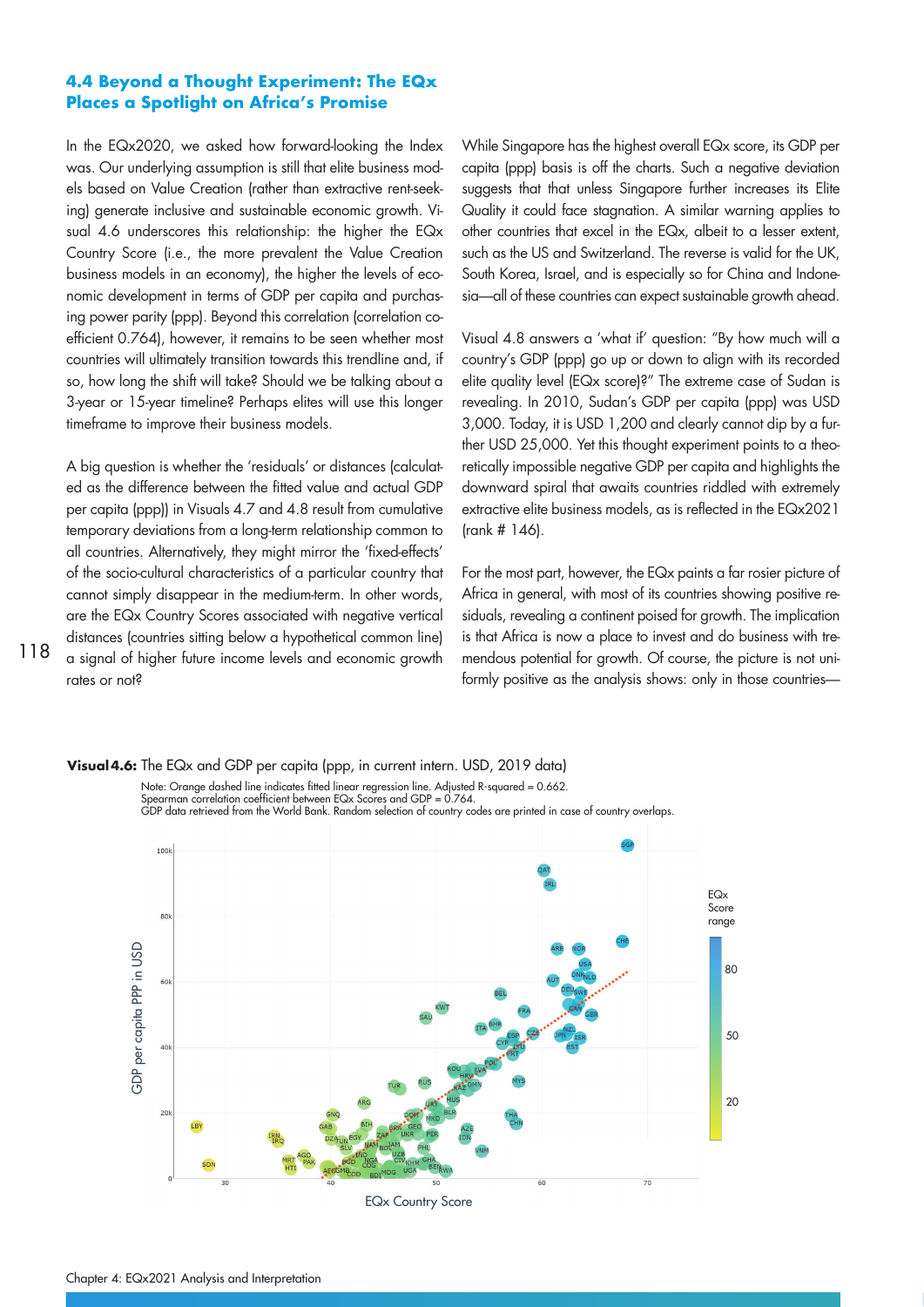## 4.4 Beyond a Thought Experiment: The EQx Places a Spotlight on Africa's Promise

In the EQx2020, we asked how forward-looking the Index was. Our underlying assumption is still that elite business models based on Value Creation (rather than extractive rent-seeking) generate inclusive and sustainable economic growth. Visual 4.6 underscores this relationship: the higher the EQx Country Score (i.e., the more prevalent the Value Creation business models in an economy), the higher the levels of economic development in terms of GDP per capita and purchasing power parity (ppp). Beyond this correlation (correlation coefficient 0.764), however, it remains to be seen whether most countries will ultimately transition towards this trendline and, if so, how long the shift will take? Should we be talking about a 3-year or 15-year timeline? Perhaps elites will use this longer timeframe to improve their business models.

A big question is whether the 'residuals' or distances (calculated as the difference between the fitted value and actual GDP per capita (ppp)) in Visuals 4.7 and 4.8 result from cumulative temporary deviations from a long-term relationship common to all countries. Alternatively, they might mirror the 'fixed-effects' of the socio-cultural characteristics of a particular country that cannot simply disappear in the medium-term. In other words, are the EQx Country Scores associated with negative vertical distances (countries sitting below a hypothetical common line) a signal of higher future income levels and economic growth rates or not?

While Singapore has the highest overall EQx score, its GDP per capita (ppp) basis is off the charts. Such a negative deviation suggests that that unless Singapore further increases its Elite Quality it could face stagnation. A similar warning applies to other countries that excel in the EQx, albeit to a lesser extent, such as the US and Switzerland. The reverse is valid for the UK, South Korea, Israel, and is especially so for China and Indonesia—all of these countries can expect sustainable growth ahead.

Visual 4.8 answers a 'what if' question: "By how much will a country's GDP (ppp) go up or down to align with its recorded elite quality level (EQx score)?" The extreme case of Sudan is revealing. In 2010, Sudan's GDP per capita (ppp) was USD 3,000. Today, it is USD 1,200 and clearly cannot dip by a further USD 25,000. Yet this thought experiment points to a theoretically impossible negative GDP per capita and highlights the downward spiral that awaits countries riddled with extremely extractive elite business models, as is reflected in the EQx2021 (rank # 146).

For the most part, however, the EQx paints a far rosier picture of Africa in general, with most of its countries showing positive residuals, revealing a continent poised for growth. The implication is that Africa is now a place to invest and do business with tremendous potential for growth. Of course, the picture is not uniformly positive as the analysis shows: only in those countries—

**Visual 4.6:** The EQx and GDP per capita (ppp, in current intern. USD, 2019 data)

Note: Orange dashed line indicates fitted linear regression line. Adjusted R-squared = 0.662.
Spearman correlation coefficient between EQx Scores and GDP = 0.764.
GDP data retrieved from the World Bank. Random selection of country codes are printed in case of country overlaps.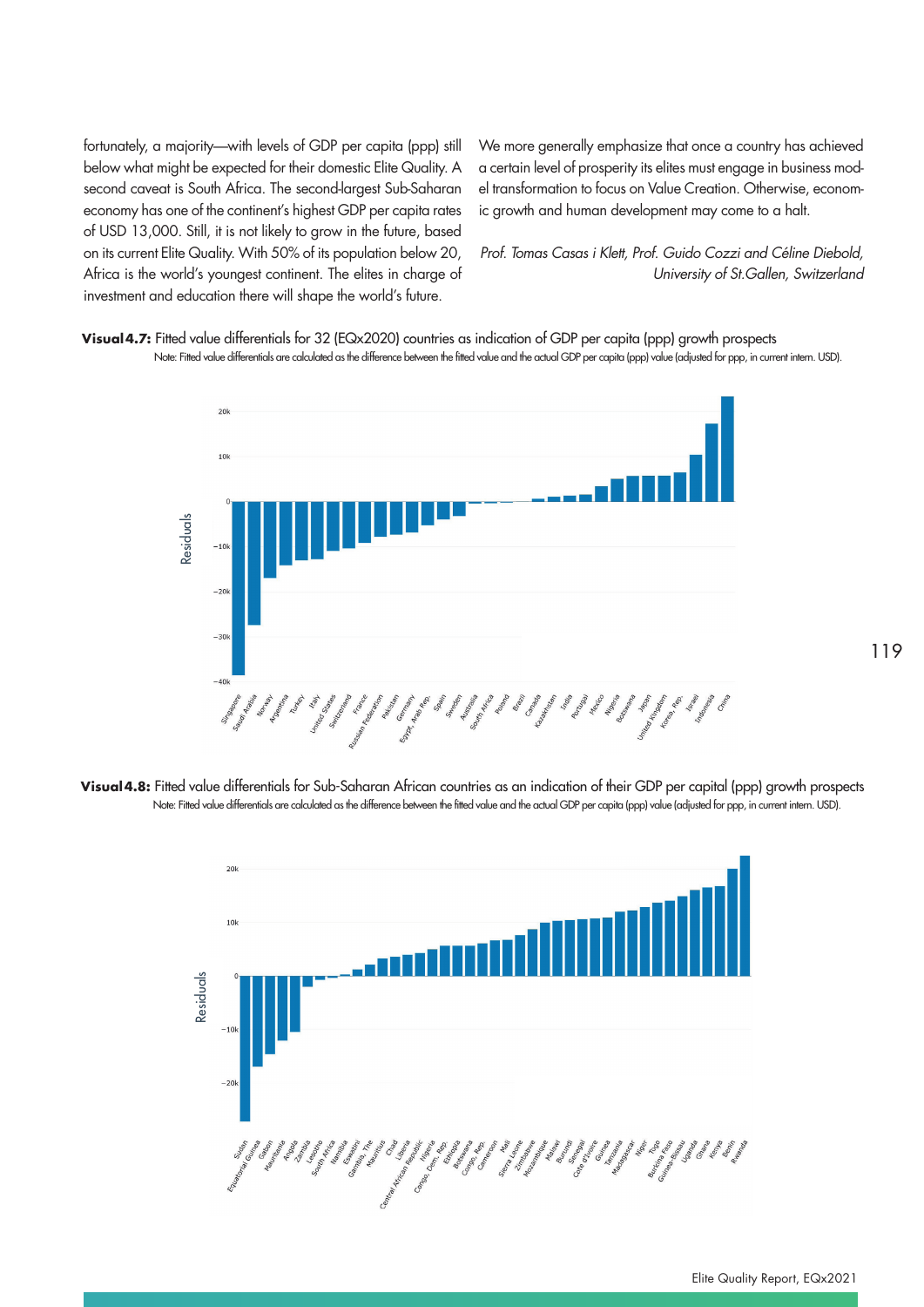fortunately, a majority—with levels of GDP per capita (ppp) still below what might be expected for their domestic Elite Quality. A second caveat is South Africa. The second-largest Sub-Saharan economy has one of the continent's highest GDP per capita rates of USD 13,000. Still, it is not likely to grow in the future, based on its current Elite Quality. With 50% of its population below 20, Africa is the world's youngest continent. The elites in charge of investment and education there will shape the world's future.

We more generally emphasize that once a country has achieved a certain level of prosperity its elites must engage in business model transformation to focus on Value Creation. Otherwise, economic growth and human development may come to a halt.

*Prof. Tomas Casas i Klett, Prof. Guido Cozzi and Céline Diebold, University of St.Gallen, Switzerland*

**Visual 4.7:** Fitted value differentials for 32 (EQx2020) countries as indication of GDP per capita (ppp) growth prospects

Note: Fitted value differentials are calculated as the difference between the fitted value and the actual GDP per capita (ppp) value (adjusted for ppp, in current intern. USD).

Residuals

20k
10k
0
−10k
−20k
−30k
−40k

Singapore, Saudi Arabia, Norway, Argentina, Turkey, Italy, United States, Switzerland, France, Russian Federation, Pakistan, Germany, Egypt, Arab Rep., Spain, Sweden, Australia, South Africa, Poland, Brazil, Canada, Kazakhstan, India, Portugal, Mexico, Nigeria, Botswana, Japan, United Kingdom, Korea, Rep., Israel, Indonesia, China

**Visual 4.8:** Fitted value differentials for Sub-Saharan African countries as an indication of their GDP per capital (ppp) growth prospects

Note: Fitted value differentials are calculated as the difference between the fitted value and the actual GDP per capita (ppp) value (adjusted for ppp, in current intern. USD).

Residuals

20k
10k
0
−10k
−20k

Sudan, Equatorial Guinea, Gabon, Mauritania, Angola, Zambia, Lesotho, South Africa, Namibia, Eswatini, Gambia, The, Mauritius, Chad, Liberia, Central African Republic, Nigeria, Congo, Dem. Rep., Ethiopia, Botswana, Congo, Rep., Cameroon, Mali, Sierra Leone, Zimbabwe, Mozambique, Malawi, Burundi, Senegal, Cote d'Ivoire, Guinea, Tanzania, Madagascar, Niger, Togo, Burkina Faso, Guinea-Bissau, Uganda, Ghana, Kenya, Benin, Rwanda